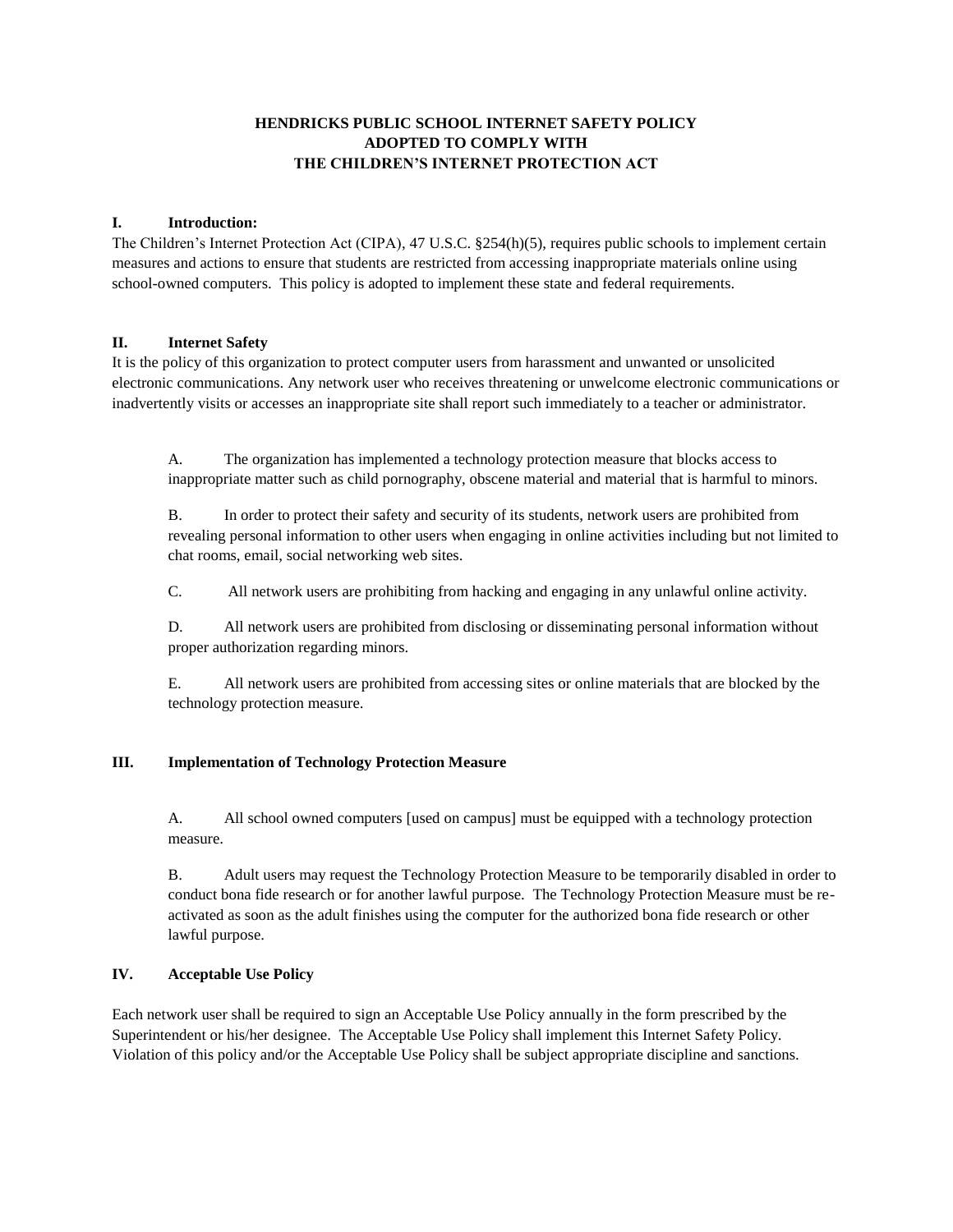# HENDRICKS PUBLIC SCHOOL INTERNET SAFETY POLICY ADOPTED TO COMPLY WITH THE CHILDREN'S INTERNET PROTECTION ACT

## I. Introduction:

The Children's Internet Protection Act (CIPA), 47 U.S.C. §254(h)(5), requires public schools to implement certain measures and actions to ensure that students are restricted from accessing inappropriate materials online using school-owned computers. This policy is adopted to implement these state and federal requirements.

## II. Internet Safety

It is the policy of this organization to protect computer users from harassment and unwanted or unsolicited electronic communications. Any network user who receives threatening or unwelcome electronic communications or inadvertently visits or accesses an inappropriate site shall report such immediately to a teacher or administrator.

A. The organization has implemented a technology protection measure that blocks access to inappropriate matter such as child pornography, obscene material and material that is harmful to minors.

B. In order to protect their safety and security of its students, network users are prohibited from revealing personal information to other users when engaging in online activities including but not limited to chat rooms, email, social networking web sites.

C. All network users are prohibiting from hacking and engaging in any unlawful online activity.

D. All network users are prohibited from disclosing or disseminating personal information without proper authorization regarding minors.

E. All network users are prohibited from accessing sites or online materials that are blocked by the technology protection measure.

## III. Implementation of Technology Protection Measure

A. All school owned computers [used on campus] must be equipped with a technology protection measure.

B. Adult users may request the Technology Protection Measure to be temporarily disabled in order to conduct bona fide research or for another lawful purpose. The Technology Protection Measure must be re-activated as soon as the adult finishes using the computer for the authorized bona fide research or other lawful purpose.

## IV. Acceptable Use Policy

Each network user shall be required to sign an Acceptable Use Policy annually in the form prescribed by the Superintendent or his/her designee. The Acceptable Use Policy shall implement this Internet Safety Policy. Violation of this policy and/or the Acceptable Use Policy shall be subject appropriate discipline and sanctions.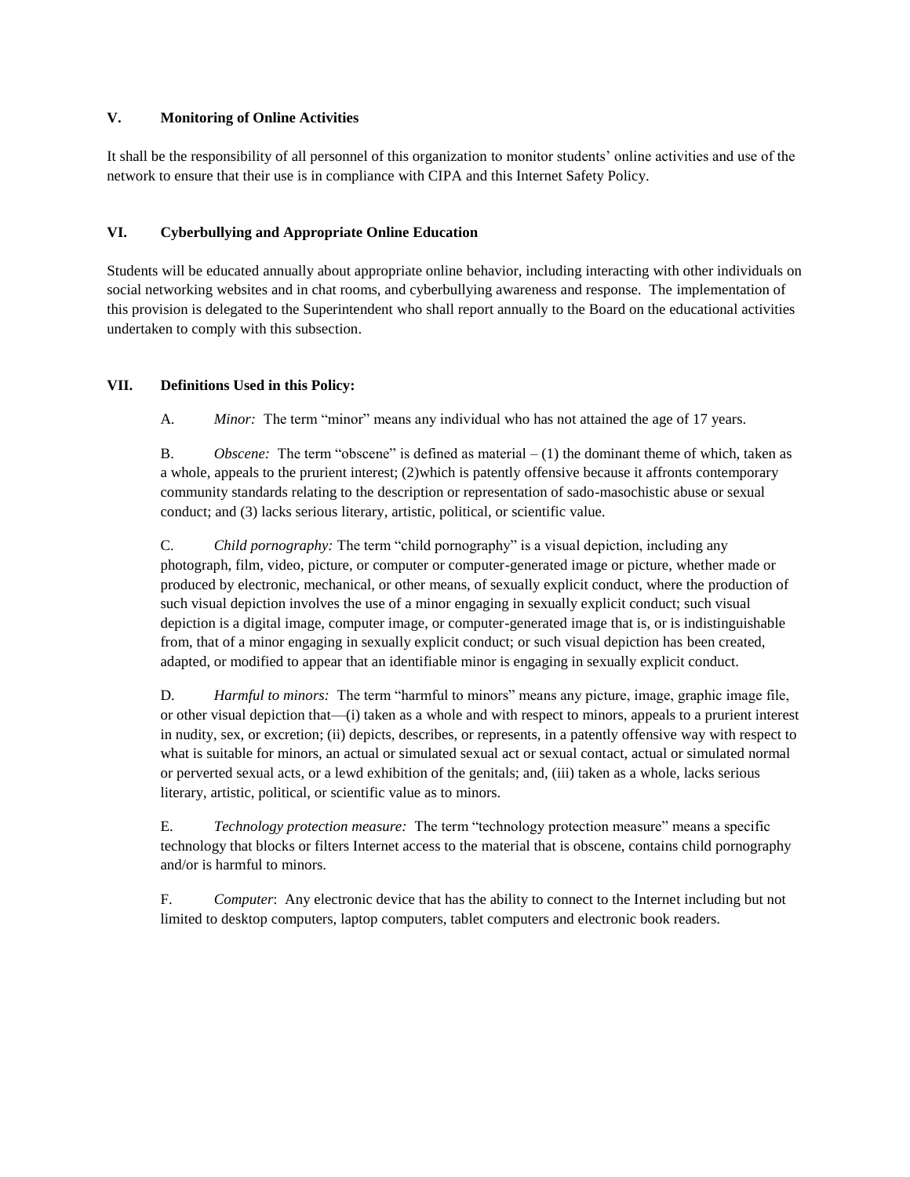## V. Monitoring of Online Activities

It shall be the responsibility of all personnel of this organization to monitor students' online activities and use of the network to ensure that their use is in compliance with CIPA and this Internet Safety Policy.

## VI. Cyberbullying and Appropriate Online Education

Students will be educated annually about appropriate online behavior, including interacting with other individuals on social networking websites and in chat rooms, and cyberbullying awareness and response. The implementation of this provision is delegated to the Superintendent who shall report annually to the Board on the educational activities undertaken to comply with this subsection.

## VII. Definitions Used in this Policy:

A. *Minor:* The term "minor" means any individual who has not attained the age of 17 years.

B. *Obscene:* The term "obscene" is defined as material – (1) the dominant theme of which, taken as a whole, appeals to the prurient interest; (2)which is patently offensive because it affronts contemporary community standards relating to the description or representation of sado-masochistic abuse or sexual conduct; and (3) lacks serious literary, artistic, political, or scientific value.

C. *Child pornography:* The term "child pornography" is a visual depiction, including any photograph, film, video, picture, or computer or computer-generated image or picture, whether made or produced by electronic, mechanical, or other means, of sexually explicit conduct, where the production of such visual depiction involves the use of a minor engaging in sexually explicit conduct; such visual depiction is a digital image, computer image, or computer-generated image that is, or is indistinguishable from, that of a minor engaging in sexually explicit conduct; or such visual depiction has been created, adapted, or modified to appear that an identifiable minor is engaging in sexually explicit conduct.

D. *Harmful to minors:* The term "harmful to minors" means any picture, image, graphic image file, or other visual depiction that—(i) taken as a whole and with respect to minors, appeals to a prurient interest in nudity, sex, or excretion; (ii) depicts, describes, or represents, in a patently offensive way with respect to what is suitable for minors, an actual or simulated sexual act or sexual contact, actual or simulated normal or perverted sexual acts, or a lewd exhibition of the genitals; and, (iii) taken as a whole, lacks serious literary, artistic, political, or scientific value as to minors.

E. *Technology protection measure:* The term "technology protection measure" means a specific technology that blocks or filters Internet access to the material that is obscene, contains child pornography and/or is harmful to minors.

F. *Computer*: Any electronic device that has the ability to connect to the Internet including but not limited to desktop computers, laptop computers, tablet computers and electronic book readers.